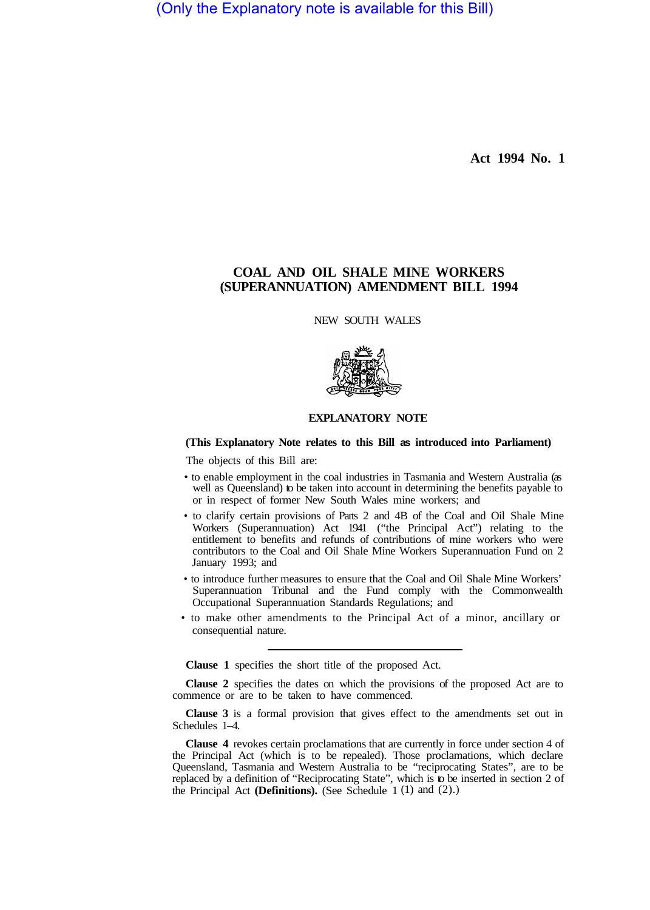(Only the Explanatory note is available for this Bill)

Act 1994 No. 1

# COAL AND OIL SHALE MINE WORKERS (SUPERANNUATION) AMENDMENT BILL 1994

NEW SOUTH WALES

## EXPLANATORY NOTE

**(This Explanatory Note relates to this Bill as introduced into Parliament)**

The objects of this Bill are:

- to enable employment in the coal industries in Tasmania and Western Australia (as well as Queensland) to be taken into account in determining the benefits payable to or in respect of former New South Wales mine workers; and
- to clarify certain provisions of Parts 2 and 4B of the Coal and Oil Shale Mine Workers (Superannuation) Act 1941 ("the Principal Act") relating to the entitlement to benefits and refunds of contributions of mine workers who were contributors to the Coal and Oil Shale Mine Workers Superannuation Fund on 2 January 1993; and
- to introduce further measures to ensure that the Coal and Oil Shale Mine Workers' Superannuation Tribunal and the Fund comply with the Commonwealth Occupational Superannuation Standards Regulations; and
- to make other amendments to the Principal Act of a minor, ancillary or consequential nature.

---

**Clause 1** specifies the short title of the proposed Act.

**Clause 2** specifies the dates on which the provisions of the proposed Act are to commence or are to be taken to have commenced.

**Clause 3** is a formal provision that gives effect to the amendments set out in Schedules 1–4.

**Clause 4** revokes certain proclamations that are currently in force under section 4 of the Principal Act (which is to be repealed). Those proclamations, which declare Queensland, Tasmania and Western Australia to be "reciprocating States", are to be replaced by a definition of "Reciprocating State", which is to be inserted in section 2 of the Principal Act **(Definitions).** (See Schedule 1 (1) and (2).)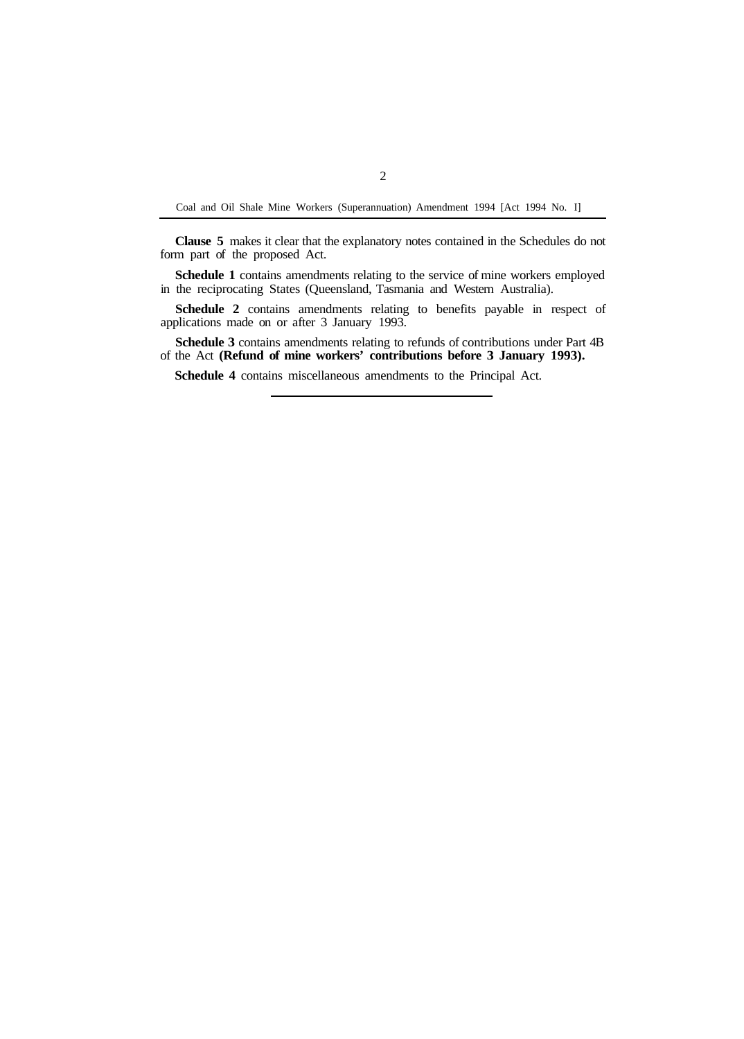**Clause 5** makes it clear that the explanatory notes contained in the Schedules do not form part of the proposed Act.

**Schedule 1** contains amendments relating to the service of mine workers employed in the reciprocating States (Queensland, Tasmania and Western Australia).

**Schedule 2** contains amendments relating to benefits payable in respect of applications made on or after 3 January 1993.

**Schedule 3** contains amendments relating to refunds of contributions under Part 4B of the Act **(Refund of mine workers' contributions before 3 January 1993).**

**Schedule 4** contains miscellaneous amendments to the Principal Act.